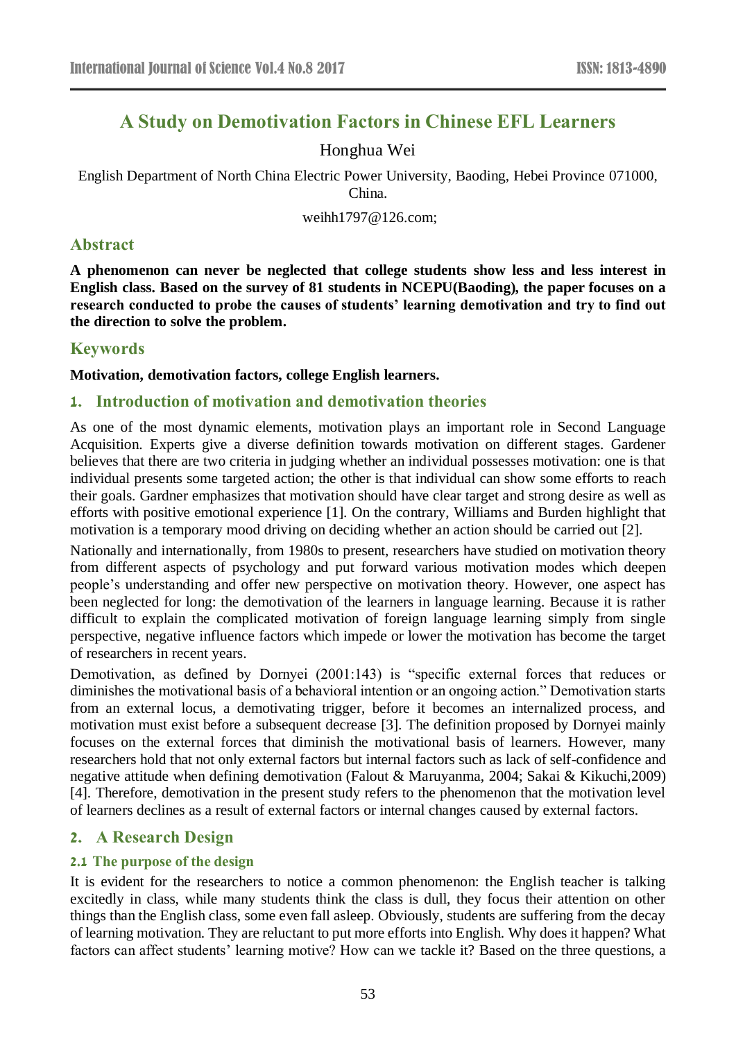# A Study on Demotivation Factors in Chinese EFL Learners

Honghua Wei

English Department of North China Electric Power University, Baoding, Hebei Province 071000, China.

weihh1797@126.com;

## Abstract

**A phenomenon can never be neglected that college students show less and less interest in English class. Based on the survey of 81 students in NCEPU(Baoding), the paper focuses on a research conducted to probe the causes of students' learning demotivation and try to find out the direction to solve the problem.**

## Keywords

**Motivation, demotivation factors, college English learners.**

## 1. Introduction of motivation and demotivation theories

As one of the most dynamic elements, motivation plays an important role in Second Language Acquisition. Experts give a diverse definition towards motivation on different stages. Gardener believes that there are two criteria in judging whether an individual possesses motivation: one is that individual presents some targeted action; the other is that individual can show some efforts to reach their goals. Gardner emphasizes that motivation should have clear target and strong desire as well as efforts with positive emotional experience [1]. On the contrary, Williams and Burden highlight that motivation is a temporary mood driving on deciding whether an action should be carried out [2].

Nationally and internationally, from 1980s to present, researchers have studied on motivation theory from different aspects of psychology and put forward various motivation modes which deepen people's understanding and offer new perspective on motivation theory. However, one aspect has been neglected for long: the demotivation of the learners in language learning. Because it is rather difficult to explain the complicated motivation of foreign language learning simply from single perspective, negative influence factors which impede or lower the motivation has become the target of researchers in recent years.

Demotivation, as defined by Dornyei (2001:143) is "specific external forces that reduces or diminishes the motivational basis of a behavioral intention or an ongoing action." Demotivation starts from an external locus, a demotivating trigger, before it becomes an internalized process, and motivation must exist before a subsequent decrease [3]. The definition proposed by Dornyei mainly focuses on the external forces that diminish the motivational basis of learners. However, many researchers hold that not only external factors but internal factors such as lack of self-confidence and negative attitude when defining demotivation (Falout & Maruyanma, 2004; Sakai & Kikuchi,2009) [4]. Therefore, demotivation in the present study refers to the phenomenon that the motivation level of learners declines as a result of external factors or internal changes caused by external factors.

## 2. A Research Design

### 2.1 The purpose of the design

It is evident for the researchers to notice a common phenomenon: the English teacher is talking excitedly in class, while many students think the class is dull, they focus their attention on other things than the English class, some even fall asleep. Obviously, students are suffering from the decay of learning motivation. They are reluctant to put more efforts into English. Why does it happen? What factors can affect students' learning motive? How can we tackle it? Based on the three questions, a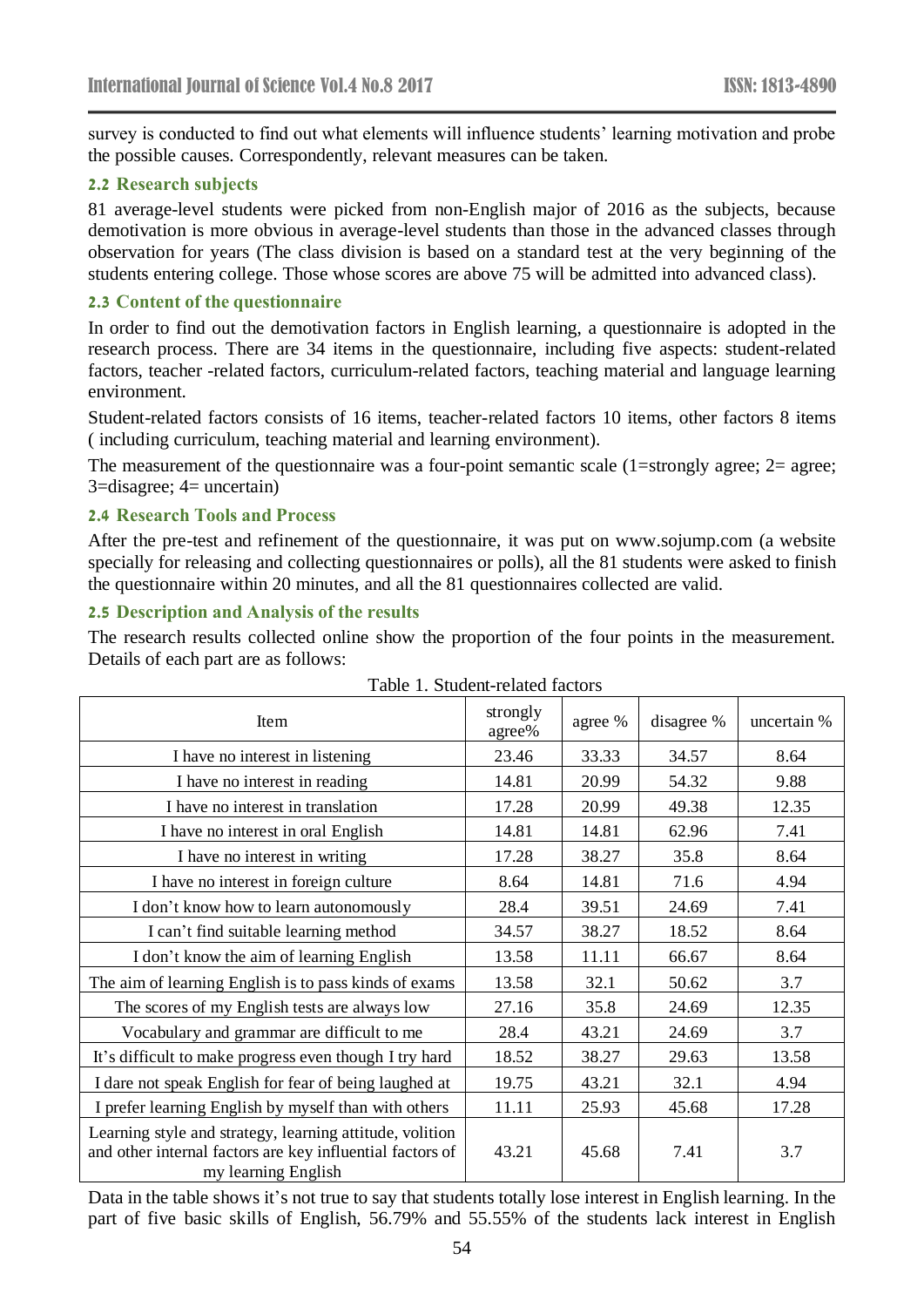survey is conducted to find out what elements will influence students' learning motivation and probe the possible causes. Correspondently, relevant measures can be taken.

### 2.2 Research subjects

81 average-level students were picked from non-English major of 2016 as the subjects, because demotivation is more obvious in average-level students than those in the advanced classes through observation for years (The class division is based on a standard test at the very beginning of the students entering college. Those whose scores are above 75 will be admitted into advanced class).

### 2.3 Content of the questionnaire

In order to find out the demotivation factors in English learning, a questionnaire is adopted in the research process. There are 34 items in the questionnaire, including five aspects: student-related factors, teacher -related factors, curriculum-related factors, teaching material and language learning environment.

Student-related factors consists of 16 items, teacher-related factors 10 items, other factors 8 items ( including curriculum, teaching material and learning environment).

The measurement of the questionnaire was a four-point semantic scale (1=strongly agree; 2= agree; 3=disagree; 4= uncertain)

### 2.4 Research Tools and Process

After the pre-test and refinement of the questionnaire, it was put on www.sojump.com (a website specially for releasing and collecting questionnaires or polls), all the 81 students were asked to finish the questionnaire within 20 minutes, and all the 81 questionnaires collected are valid.

### 2.5 Description and Analysis of the results

The research results collected online show the proportion of the four points in the measurement. Details of each part are as follows:

Table 1. Student-related factors

| Item | strongly agree% | agree % | disagree % | uncertain % |
|---|---|---|---|---|
| I have no interest in listening | 23.46 | 33.33 | 34.57 | 8.64 |
| I have no interest in reading | 14.81 | 20.99 | 54.32 | 9.88 |
| I have no interest in translation | 17.28 | 20.99 | 49.38 | 12.35 |
| I have no interest in oral English | 14.81 | 14.81 | 62.96 | 7.41 |
| I have no interest in writing | 17.28 | 38.27 | 35.8 | 8.64 |
| I have no interest in foreign culture | 8.64 | 14.81 | 71.6 | 4.94 |
| I don't know how to learn autonomously | 28.4 | 39.51 | 24.69 | 7.41 |
| I can't find suitable learning method | 34.57 | 38.27 | 18.52 | 8.64 |
| I don't know the aim of learning English | 13.58 | 11.11 | 66.67 | 8.64 |
| The aim of learning English is to pass kinds of exams | 13.58 | 32.1 | 50.62 | 3.7 |
| The scores of my English tests are always low | 27.16 | 35.8 | 24.69 | 12.35 |
| Vocabulary and grammar are difficult to me | 28.4 | 43.21 | 24.69 | 3.7 |
| It's difficult to make progress even though I try hard | 18.52 | 38.27 | 29.63 | 13.58 |
| I dare not speak English for fear of being laughed at | 19.75 | 43.21 | 32.1 | 4.94 |
| I prefer learning English by myself than with others | 11.11 | 25.93 | 45.68 | 17.28 |
| Learning style and strategy, learning attitude, volition and other internal factors are key influential factors of my learning English | 43.21 | 45.68 | 7.41 | 3.7 |

Data in the table shows it's not true to say that students totally lose interest in English learning. In the part of five basic skills of English, 56.79% and 55.55% of the students lack interest in English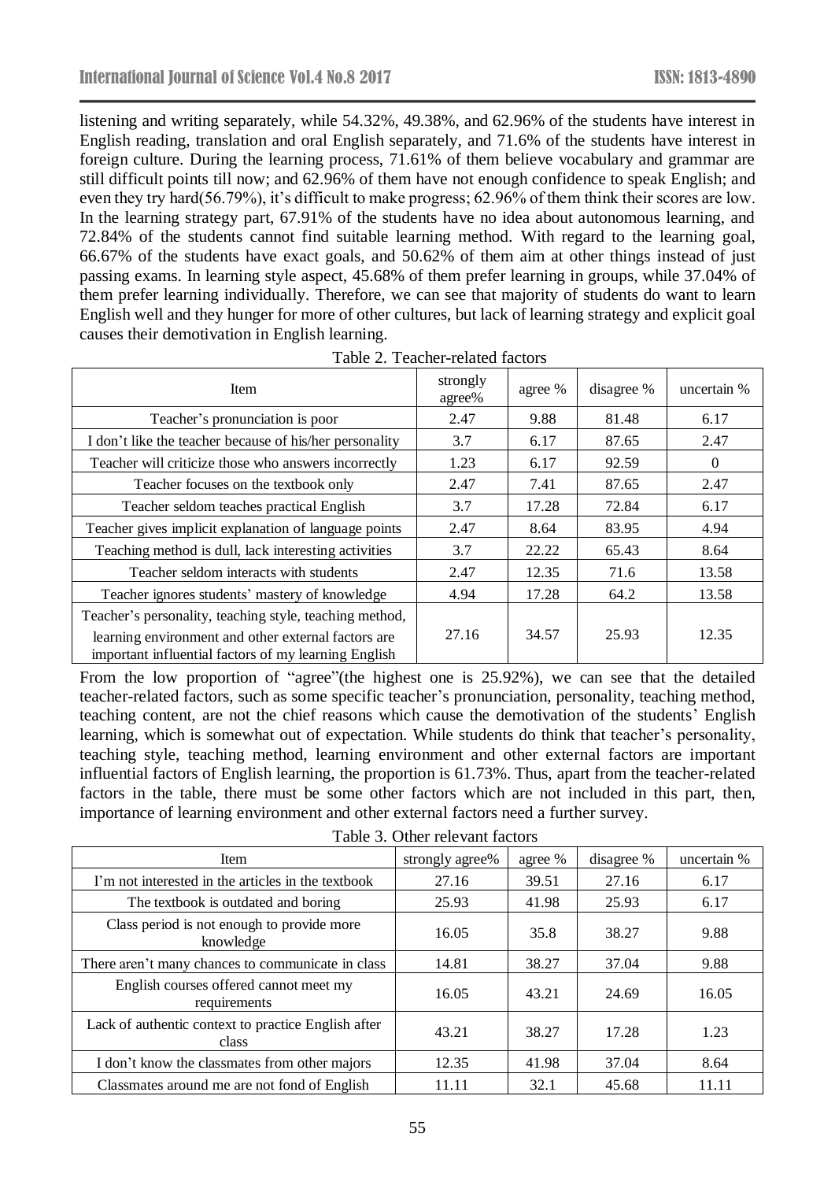listening and writing separately, while 54.32%, 49.38%, and 62.96% of the students have interest in English reading, translation and oral English separately, and 71.6% of the students have interest in foreign culture. During the learning process, 71.61% of them believe vocabulary and grammar are still difficult points till now; and 62.96% of them have not enough confidence to speak English; and even they try hard(56.79%), it's difficult to make progress; 62.96% of them think their scores are low. In the learning strategy part, 67.91% of the students have no idea about autonomous learning, and 72.84% of the students cannot find suitable learning method. With regard to the learning goal, 66.67% of the students have exact goals, and 50.62% of them aim at other things instead of just passing exams. In learning style aspect, 45.68% of them prefer learning in groups, while 37.04% of them prefer learning individually. Therefore, we can see that majority of students do want to learn English well and they hunger for more of other cultures, but lack of learning strategy and explicit goal causes their demotivation in English learning.

Table 2. Teacher-related factors

| Item | strongly agree% | agree % | disagree % | uncertain % |
|---|---|---|---|---|
| Teacher's pronunciation is poor | 2.47 | 9.88 | 81.48 | 6.17 |
| I don't like the teacher because of his/her personality | 3.7 | 6.17 | 87.65 | 2.47 |
| Teacher will criticize those who answers incorrectly | 1.23 | 6.17 | 92.59 | 0 |
| Teacher focuses on the textbook only | 2.47 | 7.41 | 87.65 | 2.47 |
| Teacher seldom teaches practical English | 3.7 | 17.28 | 72.84 | 6.17 |
| Teacher gives implicit explanation of language points | 2.47 | 8.64 | 83.95 | 4.94 |
| Teaching method is dull, lack interesting activities | 3.7 | 22.22 | 65.43 | 8.64 |
| Teacher seldom interacts with students | 2.47 | 12.35 | 71.6 | 13.58 |
| Teacher ignores students' mastery of knowledge | 4.94 | 17.28 | 64.2 | 13.58 |
| Teacher's personality, teaching style, teaching method, learning environment and other external factors are important influential factors of my learning English | 27.16 | 34.57 | 25.93 | 12.35 |

From the low proportion of "agree"(the highest one is 25.92%), we can see that the detailed teacher-related factors, such as some specific teacher's pronunciation, personality, teaching method, teaching content, are not the chief reasons which cause the demotivation of the students' English learning, which is somewhat out of expectation. While students do think that teacher's personality, teaching style, teaching method, learning environment and other external factors are important influential factors of English learning, the proportion is 61.73%. Thus, apart from the teacher-related factors in the table, there must be some other factors which are not included in this part, then, importance of learning environment and other external factors need a further survey.

Table 3. Other relevant factors

| Item | strongly agree% | agree % | disagree % | uncertain % |
|---|---|---|---|---|
| I'm not interested in the articles in the textbook | 27.16 | 39.51 | 27.16 | 6.17 |
| The textbook is outdated and boring | 25.93 | 41.98 | 25.93 | 6.17 |
| Class period is not enough to provide more knowledge | 16.05 | 35.8 | 38.27 | 9.88 |
| There aren't many chances to communicate in class | 14.81 | 38.27 | 37.04 | 9.88 |
| English courses offered cannot meet my requirements | 16.05 | 43.21 | 24.69 | 16.05 |
| Lack of authentic context to practice English after class | 43.21 | 38.27 | 17.28 | 1.23 |
| I don't know the classmates from other majors | 12.35 | 41.98 | 37.04 | 8.64 |
| Classmates around me are not fond of English | 11.11 | 32.1 | 45.68 | 11.11 |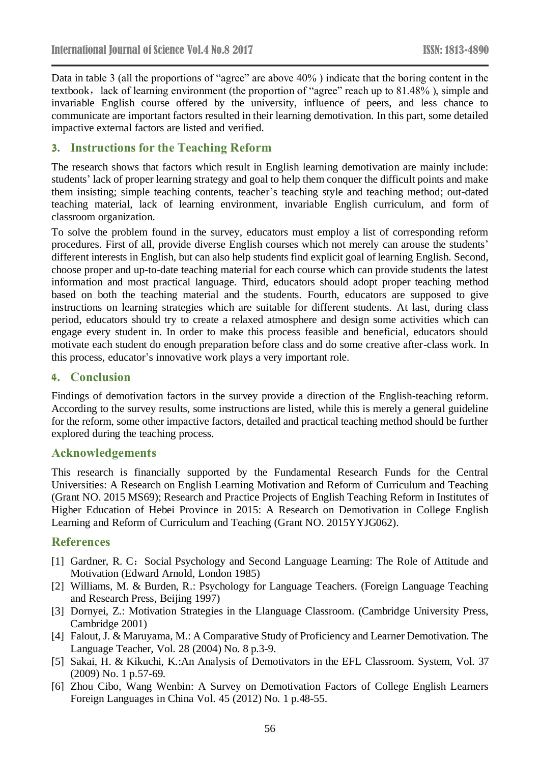Data in table 3 (all the proportions of "agree" are above 40% ) indicate that the boring content in the textbook，lack of learning environment (the proportion of "agree" reach up to 81.48% ), simple and invariable English course offered by the university, influence of peers, and less chance to communicate are important factors resulted in their learning demotivation. In this part, some detailed impactive external factors are listed and verified.

## 3. Instructions for the Teaching Reform

The research shows that factors which result in English learning demotivation are mainly include: students' lack of proper learning strategy and goal to help them conquer the difficult points and make them insisting; simple teaching contents, teacher's teaching style and teaching method; out-dated teaching material, lack of learning environment, invariable English curriculum, and form of classroom organization.

To solve the problem found in the survey, educators must employ a list of corresponding reform procedures. First of all, provide diverse English courses which not merely can arouse the students' different interests in English, but can also help students find explicit goal of learning English. Second, choose proper and up-to-date teaching material for each course which can provide students the latest information and most practical language. Third, educators should adopt proper teaching method based on both the teaching material and the students. Fourth, educators are supposed to give instructions on learning strategies which are suitable for different students. At last, during class period, educators should try to create a relaxed atmosphere and design some activities which can engage every student in. In order to make this process feasible and beneficial, educators should motivate each student do enough preparation before class and do some creative after-class work. In this process, educator's innovative work plays a very important role.

## 4. Conclusion

Findings of demotivation factors in the survey provide a direction of the English-teaching reform. According to the survey results, some instructions are listed, while this is merely a general guideline for the reform, some other impactive factors, detailed and practical teaching method should be further explored during the teaching process.

## Acknowledgements

This research is financially supported by the Fundamental Research Funds for the Central Universities: A Research on English Learning Motivation and Reform of Curriculum and Teaching (Grant NO. 2015 MS69); Research and Practice Projects of English Teaching Reform in Institutes of Higher Education of Hebei Province in 2015: A Research on Demotivation in College English Learning and Reform of Curriculum and Teaching (Grant NO. 2015YYJG062).

## References

[1] Gardner, R. C：Social Psychology and Second Language Learning: The Role of Attitude and Motivation (Edward Arnold, London 1985)

[2] Williams, M. & Burden, R.: Psychology for Language Teachers. (Foreign Language Teaching and Research Press, Beijing 1997)

[3] Dornyei, Z.: Motivation Strategies in the Llanguage Classroom. (Cambridge University Press, Cambridge 2001)

[4] Falout, J. & Maruyama, M.: A Comparative Study of Proficiency and Learner Demotivation. The Language Teacher, Vol. 28 (2004) No. 8 p.3-9.

[5] Sakai, H. & Kikuchi, K.:An Analysis of Demotivators in the EFL Classroom. System, Vol. 37 (2009) No. 1 p.57-69.

[6] Zhou Cibo, Wang Wenbin: A Survey on Demotivation Factors of College English Learners Foreign Languages in China Vol. 45 (2012) No. 1 p.48-55.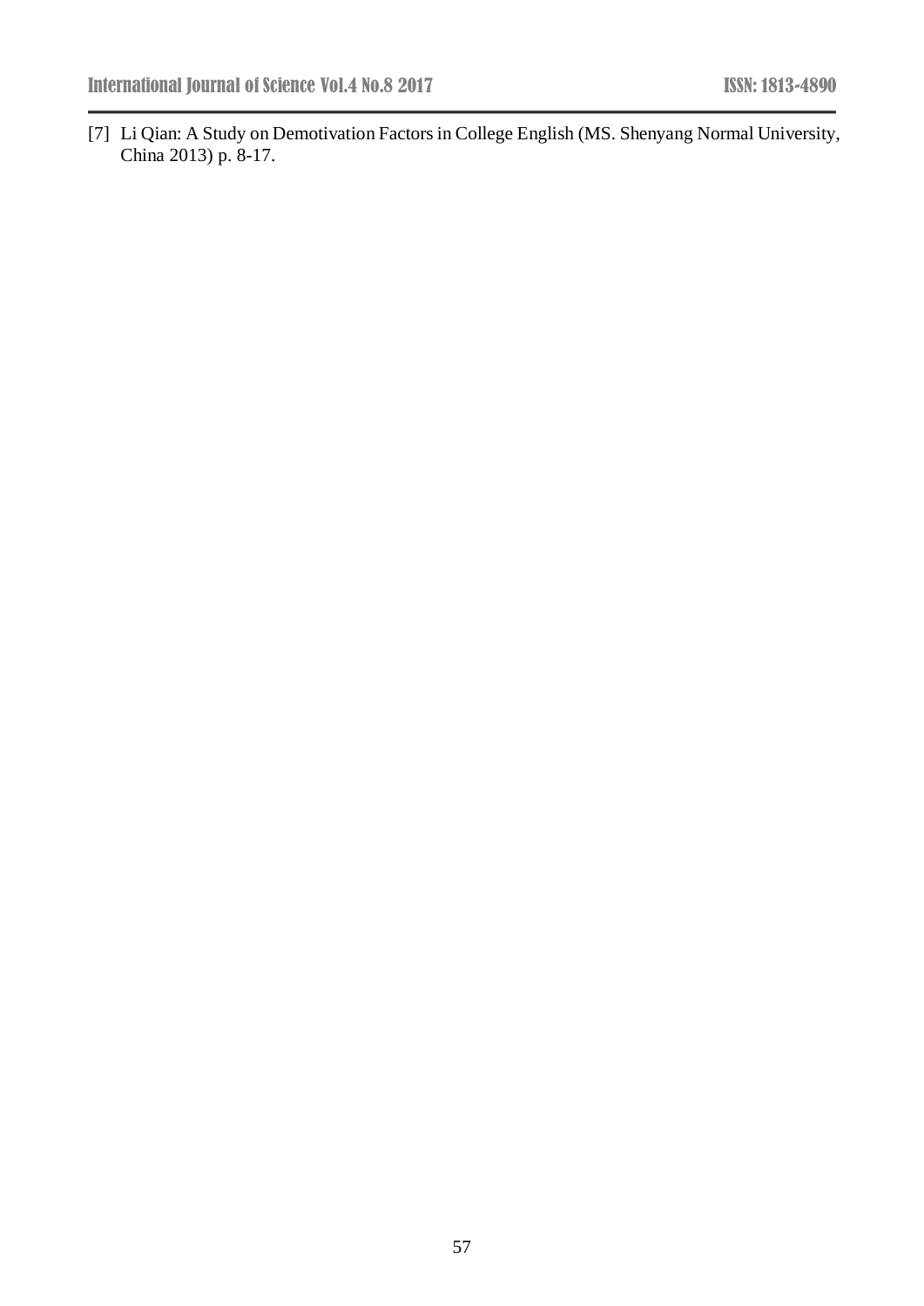[7] Li Qian: A Study on Demotivation Factors in College English (MS. Shenyang Normal University, China 2013) p. 8-17.